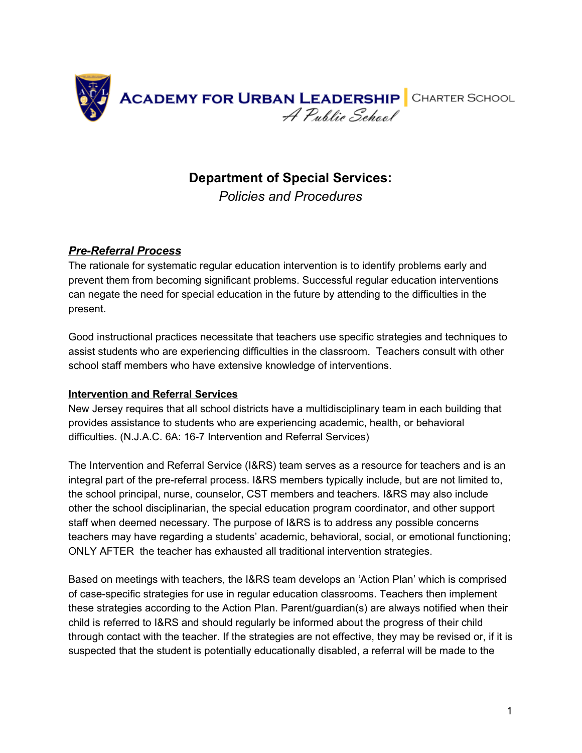ACADEMY FOR URBAN LEADERSHIP | CHARTER SCHOOL
*A Public School*

# Department of Special Services:

*Policies and Procedures*

## ***Pre-Referral Process***

The rationale for systematic regular education intervention is to identify problems early and prevent them from becoming significant problems. Successful regular education interventions can negate the need for special education in the future by attending to the difficulties in the present.

Good instructional practices necessitate that teachers use specific strategies and techniques to assist students who are experiencing difficulties in the classroom. Teachers consult with other school staff members who have extensive knowledge of interventions.

### **Intervention and Referral Services**

New Jersey requires that all school districts have a multidisciplinary team in each building that provides assistance to students who are experiencing academic, health, or behavioral difficulties. (N.J.A.C. 6A: 16-7 Intervention and Referral Services)

The Intervention and Referral Service (I&RS) team serves as a resource for teachers and is an integral part of the pre-referral process. I&RS members typically include, but are not limited to, the school principal, nurse, counselor, CST members and teachers. I&RS may also include other the school disciplinarian, the special education program coordinator, and other support staff when deemed necessary. The purpose of I&RS is to address any possible concerns teachers may have regarding a students' academic, behavioral, social, or emotional functioning; ONLY AFTER the teacher has exhausted all traditional intervention strategies.

Based on meetings with teachers, the I&RS team develops an 'Action Plan' which is comprised of case-specific strategies for use in regular education classrooms. Teachers then implement these strategies according to the Action Plan. Parent/guardian(s) are always notified when their child is referred to I&RS and should regularly be informed about the progress of their child through contact with the teacher. If the strategies are not effective, they may be revised or, if it is suspected that the student is potentially educationally disabled, a referral will be made to the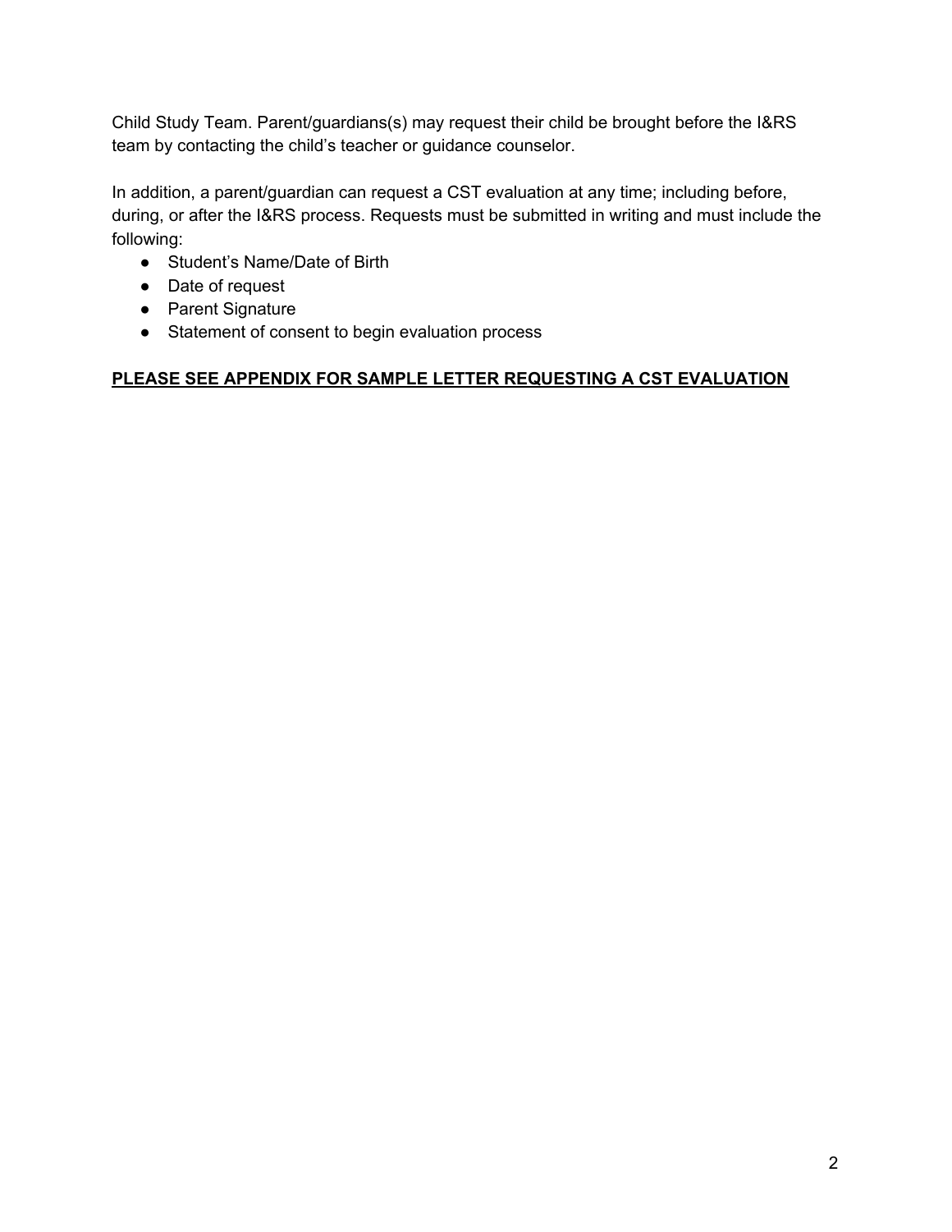Child Study Team. Parent/guardians(s) may request their child be brought before the I&RS team by contacting the child's teacher or guidance counselor.

In addition, a parent/guardian can request a CST evaluation at any time; including before, during, or after the I&RS process. Requests must be submitted in writing and must include the following:

- Student's Name/Date of Birth
- Date of request
- Parent Signature
- Statement of consent to begin evaluation process

**PLEASE SEE APPENDIX FOR SAMPLE LETTER REQUESTING A CST EVALUATION**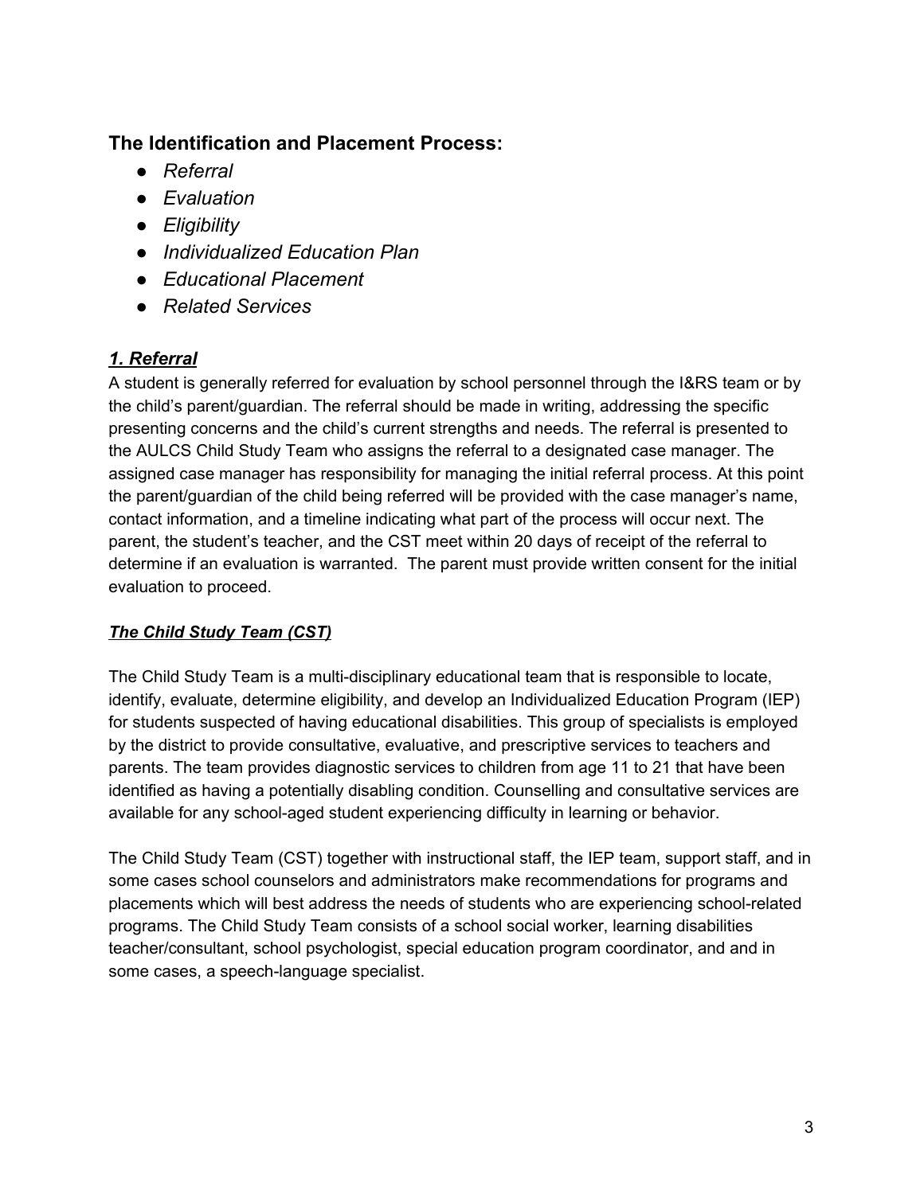## The Identification and Placement Process:

- *Referral*
- *Evaluation*
- *Eligibility*
- *Individualized Education Plan*
- *Educational Placement*
- *Related Services*

### ***1. Referral***

A student is generally referred for evaluation by school personnel through the I&RS team or by the child's parent/guardian. The referral should be made in writing, addressing the specific presenting concerns and the child's current strengths and needs. The referral is presented to the AULCS Child Study Team who assigns the referral to a designated case manager. The assigned case manager has responsibility for managing the initial referral process. At this point the parent/guardian of the child being referred will be provided with the case manager's name, contact information, and a timeline indicating what part of the process will occur next. The parent, the student's teacher, and the CST meet within 20 days of receipt of the referral to determine if an evaluation is warranted. The parent must provide written consent for the initial evaluation to proceed.

### ***The Child Study Team (CST)***

The Child Study Team is a multi-disciplinary educational team that is responsible to locate, identify, evaluate, determine eligibility, and develop an Individualized Education Program (IEP) for students suspected of having educational disabilities. This group of specialists is employed by the district to provide consultative, evaluative, and prescriptive services to teachers and parents. The team provides diagnostic services to children from age 11 to 21 that have been identified as having a potentially disabling condition. Counselling and consultative services are available for any school-aged student experiencing difficulty in learning or behavior.

The Child Study Team (CST) together with instructional staff, the IEP team, support staff, and in some cases school counselors and administrators make recommendations for programs and placements which will best address the needs of students who are experiencing school-related programs. The Child Study Team consists of a school social worker, learning disabilities teacher/consultant, school psychologist, special education program coordinator, and and in some cases, a speech-language specialist.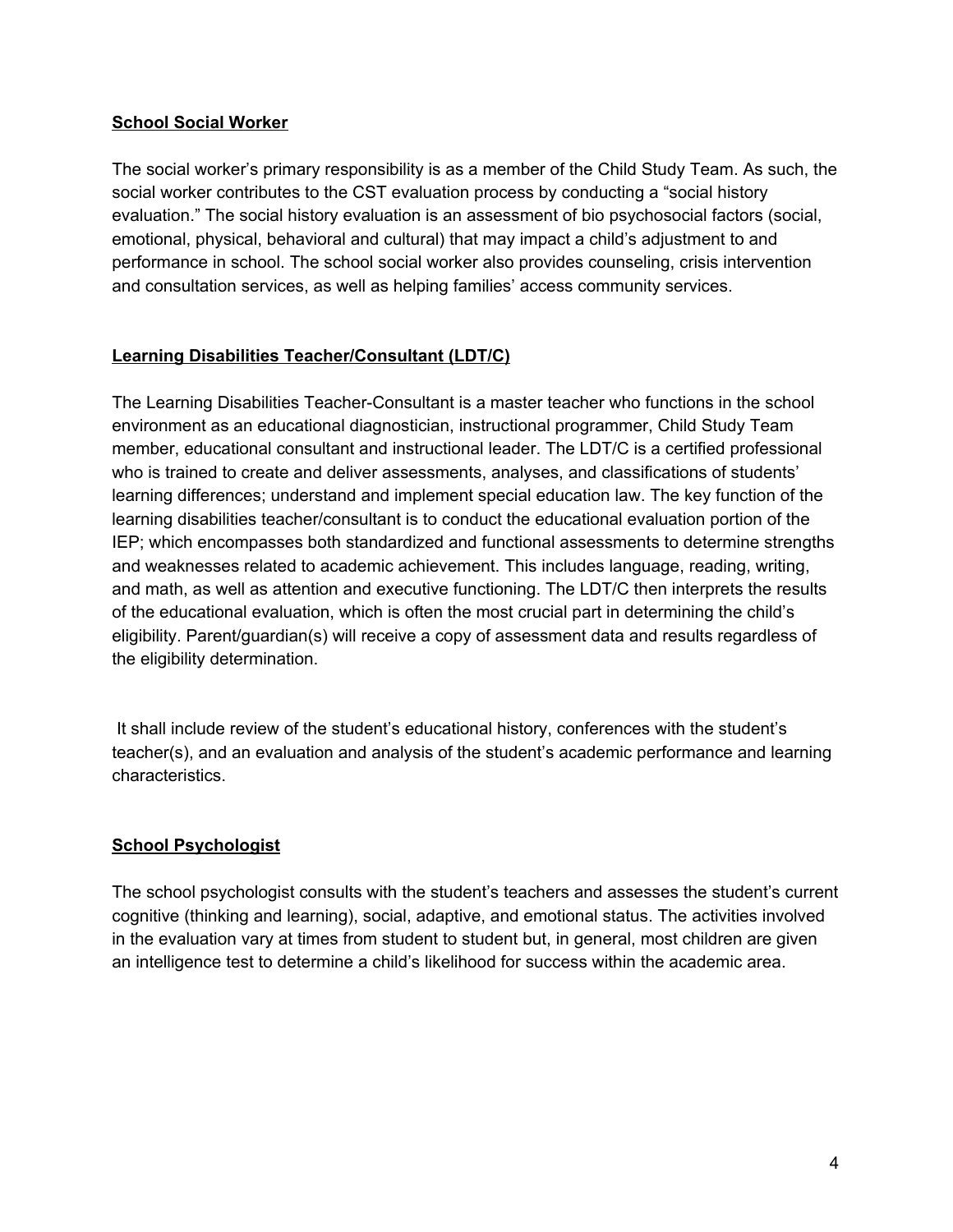**School Social Worker**

The social worker's primary responsibility is as a member of the Child Study Team. As such, the social worker contributes to the CST evaluation process by conducting a "social history evaluation." The social history evaluation is an assessment of bio psychosocial factors (social, emotional, physical, behavioral and cultural) that may impact a child's adjustment to and performance in school. The school social worker also provides counseling, crisis intervention and consultation services, as well as helping families' access community services.

**Learning Disabilities Teacher/Consultant (LDT/C)**

The Learning Disabilities Teacher-Consultant is a master teacher who functions in the school environment as an educational diagnostician, instructional programmer, Child Study Team member, educational consultant and instructional leader. The LDT/C is a certified professional who is trained to create and deliver assessments, analyses, and classifications of students' learning differences; understand and implement special education law. The key function of the learning disabilities teacher/consultant is to conduct the educational evaluation portion of the IEP; which encompasses both standardized and functional assessments to determine strengths and weaknesses related to academic achievement. This includes language, reading, writing, and math, as well as attention and executive functioning. The LDT/C then interprets the results of the educational evaluation, which is often the most crucial part in determining the child's eligibility. Parent/guardian(s) will receive a copy of assessment data and results regardless of the eligibility determination.

It shall include review of the student's educational history, conferences with the student's teacher(s), and an evaluation and analysis of the student's academic performance and learning characteristics.

**School Psychologist**

The school psychologist consults with the student's teachers and assesses the student's current cognitive (thinking and learning), social, adaptive, and emotional status. The activities involved in the evaluation vary at times from student to student but, in general, most children are given an intelligence test to determine a child's likelihood for success within the academic area.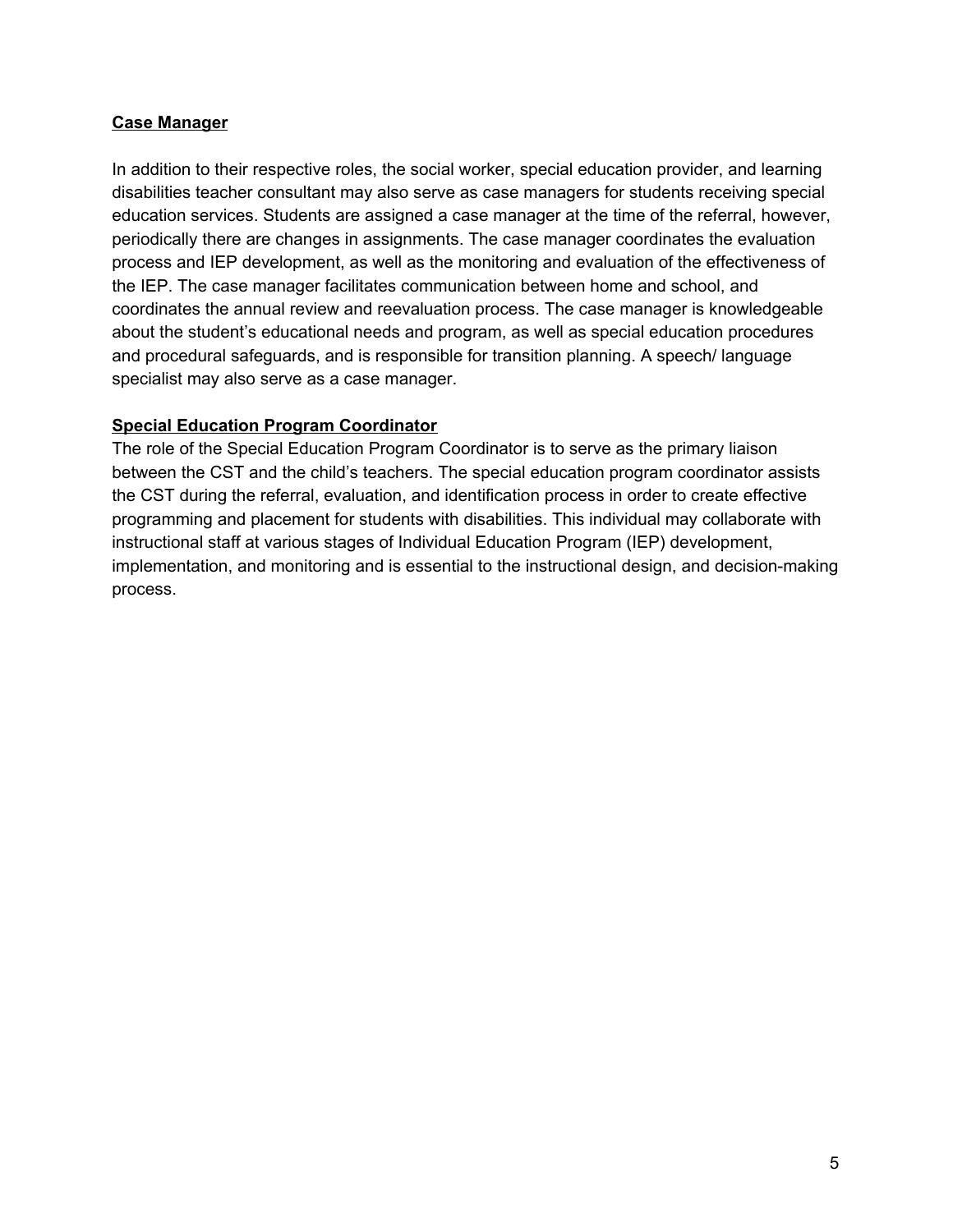**Case Manager**

In addition to their respective roles, the social worker, special education provider, and learning disabilities teacher consultant may also serve as case managers for students receiving special education services. Students are assigned a case manager at the time of the referral, however, periodically there are changes in assignments. The case manager coordinates the evaluation process and IEP development, as well as the monitoring and evaluation of the effectiveness of the IEP. The case manager facilitates communication between home and school, and coordinates the annual review and reevaluation process. The case manager is knowledgeable about the student's educational needs and program, as well as special education procedures and procedural safeguards, and is responsible for transition planning. A speech/ language specialist may also serve as a case manager.

**Special Education Program Coordinator**

The role of the Special Education Program Coordinator is to serve as the primary liaison between the CST and the child's teachers. The special education program coordinator assists the CST during the referral, evaluation, and identification process in order to create effective programming and placement for students with disabilities. This individual may collaborate with instructional staff at various stages of Individual Education Program (IEP) development, implementation, and monitoring and is essential to the instructional design, and decision-making process.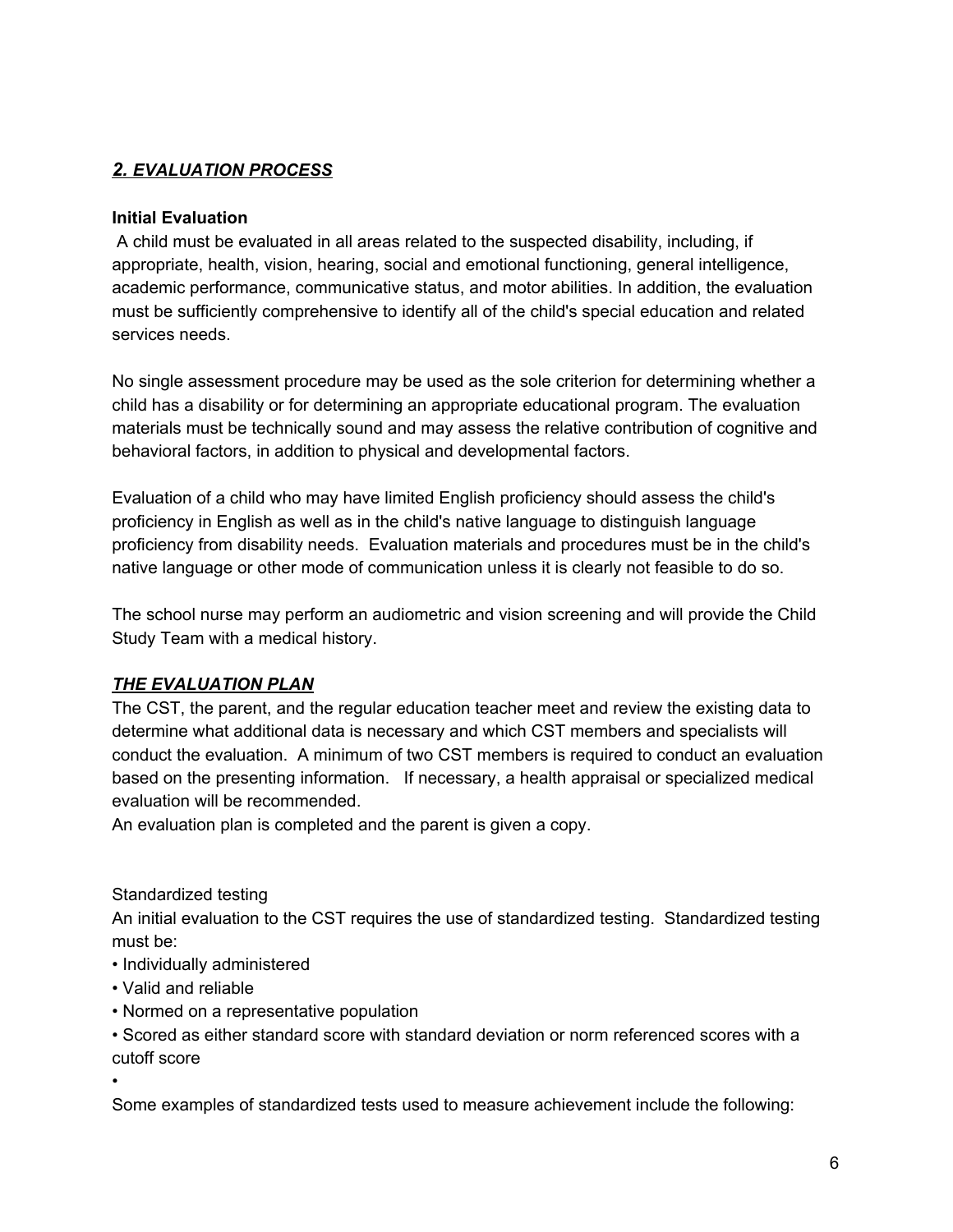## ***2. EVALUATION PROCESS***

**Initial Evaluation**

A child must be evaluated in all areas related to the suspected disability, including, if appropriate, health, vision, hearing, social and emotional functioning, general intelligence, academic performance, communicative status, and motor abilities. In addition, the evaluation must be sufficiently comprehensive to identify all of the child's special education and related services needs.

No single assessment procedure may be used as the sole criterion for determining whether a child has a disability or for determining an appropriate educational program. The evaluation materials must be technically sound and may assess the relative contribution of cognitive and behavioral factors, in addition to physical and developmental factors.

Evaluation of a child who may have limited English proficiency should assess the child's proficiency in English as well as in the child's native language to distinguish language proficiency from disability needs. Evaluation materials and procedures must be in the child's native language or other mode of communication unless it is clearly not feasible to do so.

The school nurse may perform an audiometric and vision screening and will provide the Child Study Team with a medical history.

### ***THE EVALUATION PLAN***

The CST, the parent, and the regular education teacher meet and review the existing data to determine what additional data is necessary and which CST members and specialists will conduct the evaluation. A minimum of two CST members is required to conduct an evaluation based on the presenting information. If necessary, a health appraisal or specialized medical evaluation will be recommended.
An evaluation plan is completed and the parent is given a copy.

Standardized testing

An initial evaluation to the CST requires the use of standardized testing. Standardized testing must be:

- Individually administered
- Valid and reliable
- Normed on a representative population
- Scored as either standard score with standard deviation or norm referenced scores with a cutoff score
-

Some examples of standardized tests used to measure achievement include the following: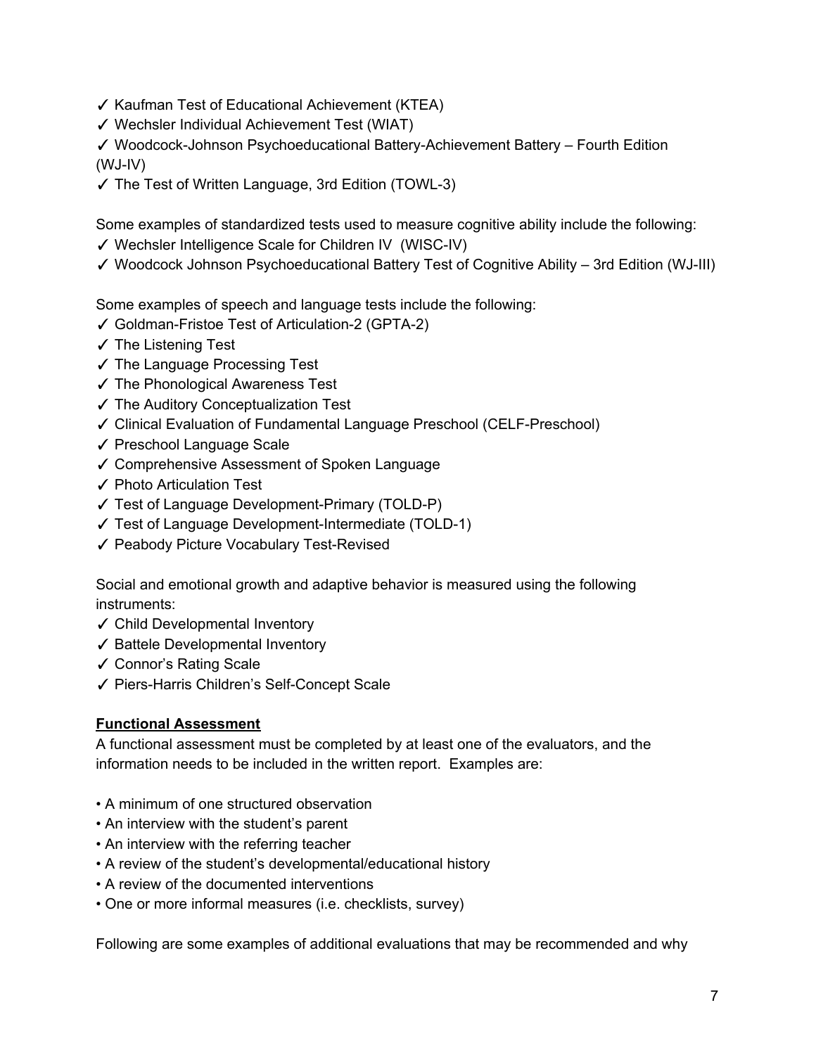✓ Kaufman Test of Educational Achievement (KTEA)
✓ Wechsler Individual Achievement Test (WIAT)
✓ Woodcock-Johnson Psychoeducational Battery-Achievement Battery – Fourth Edition (WJ-IV)
✓ The Test of Written Language, 3rd Edition (TOWL-3)

Some examples of standardized tests used to measure cognitive ability include the following:
✓ Wechsler Intelligence Scale for Children IV (WISC-IV)
✓ Woodcock Johnson Psychoeducational Battery Test of Cognitive Ability – 3rd Edition (WJ-III)

Some examples of speech and language tests include the following:
✓ Goldman-Fristoe Test of Articulation-2 (GPTA-2)
✓ The Listening Test
✓ The Language Processing Test
✓ The Phonological Awareness Test
✓ The Auditory Conceptualization Test
✓ Clinical Evaluation of Fundamental Language Preschool (CELF-Preschool)
✓ Preschool Language Scale
✓ Comprehensive Assessment of Spoken Language
✓ Photo Articulation Test
✓ Test of Language Development-Primary (TOLD-P)
✓ Test of Language Development-Intermediate (TOLD-1)
✓ Peabody Picture Vocabulary Test-Revised

Social and emotional growth and adaptive behavior is measured using the following instruments:
✓ Child Developmental Inventory
✓ Battele Developmental Inventory
✓ Connor's Rating Scale
✓ Piers-Harris Children's Self-Concept Scale

**Functional Assessment**

A functional assessment must be completed by at least one of the evaluators, and the information needs to be included in the written report. Examples are:

- A minimum of one structured observation
- An interview with the student's parent
- An interview with the referring teacher
- A review of the student's developmental/educational history
- A review of the documented interventions
- One or more informal measures (i.e. checklists, survey)

Following are some examples of additional evaluations that may be recommended and why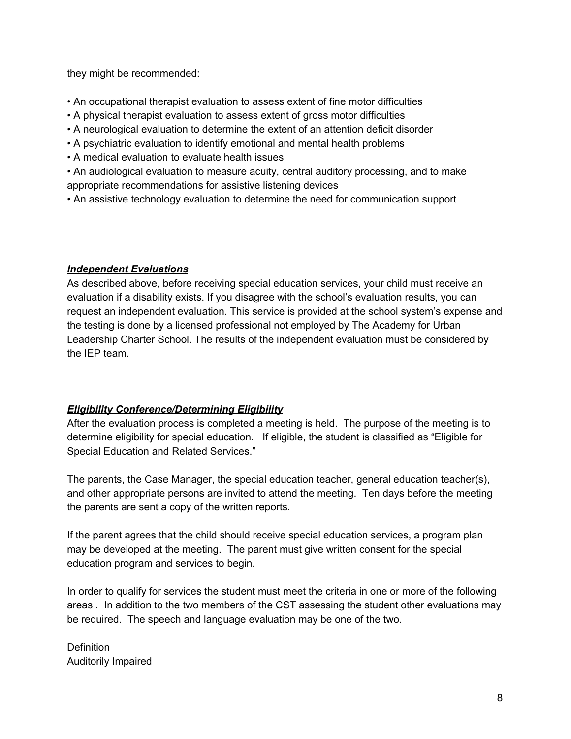they might be recommended:

- An occupational therapist evaluation to assess extent of fine motor difficulties
- A physical therapist evaluation to assess extent of gross motor difficulties
- A neurological evaluation to determine the extent of an attention deficit disorder
- A psychiatric evaluation to identify emotional and mental health problems
- A medical evaluation to evaluate health issues
- An audiological evaluation to measure acuity, central auditory processing, and to make appropriate recommendations for assistive listening devices
- An assistive technology evaluation to determine the need for communication support

### ***Independent Evaluations***

As described above, before receiving special education services, your child must receive an evaluation if a disability exists. If you disagree with the school's evaluation results, you can request an independent evaluation. This service is provided at the school system's expense and the testing is done by a licensed professional not employed by The Academy for Urban Leadership Charter School. The results of the independent evaluation must be considered by the IEP team.

### ***Eligibility Conference/Determining Eligibility***

After the evaluation process is completed a meeting is held. The purpose of the meeting is to determine eligibility for special education. If eligible, the student is classified as "Eligible for Special Education and Related Services."

The parents, the Case Manager, the special education teacher, general education teacher(s), and other appropriate persons are invited to attend the meeting. Ten days before the meeting the parents are sent a copy of the written reports.

If the parent agrees that the child should receive special education services, a program plan may be developed at the meeting. The parent must give written consent for the special education program and services to begin.

In order to qualify for services the student must meet the criteria in one or more of the following areas . In addition to the two members of the CST assessing the student other evaluations may be required. The speech and language evaluation may be one of the two.

Definition
Auditorily Impaired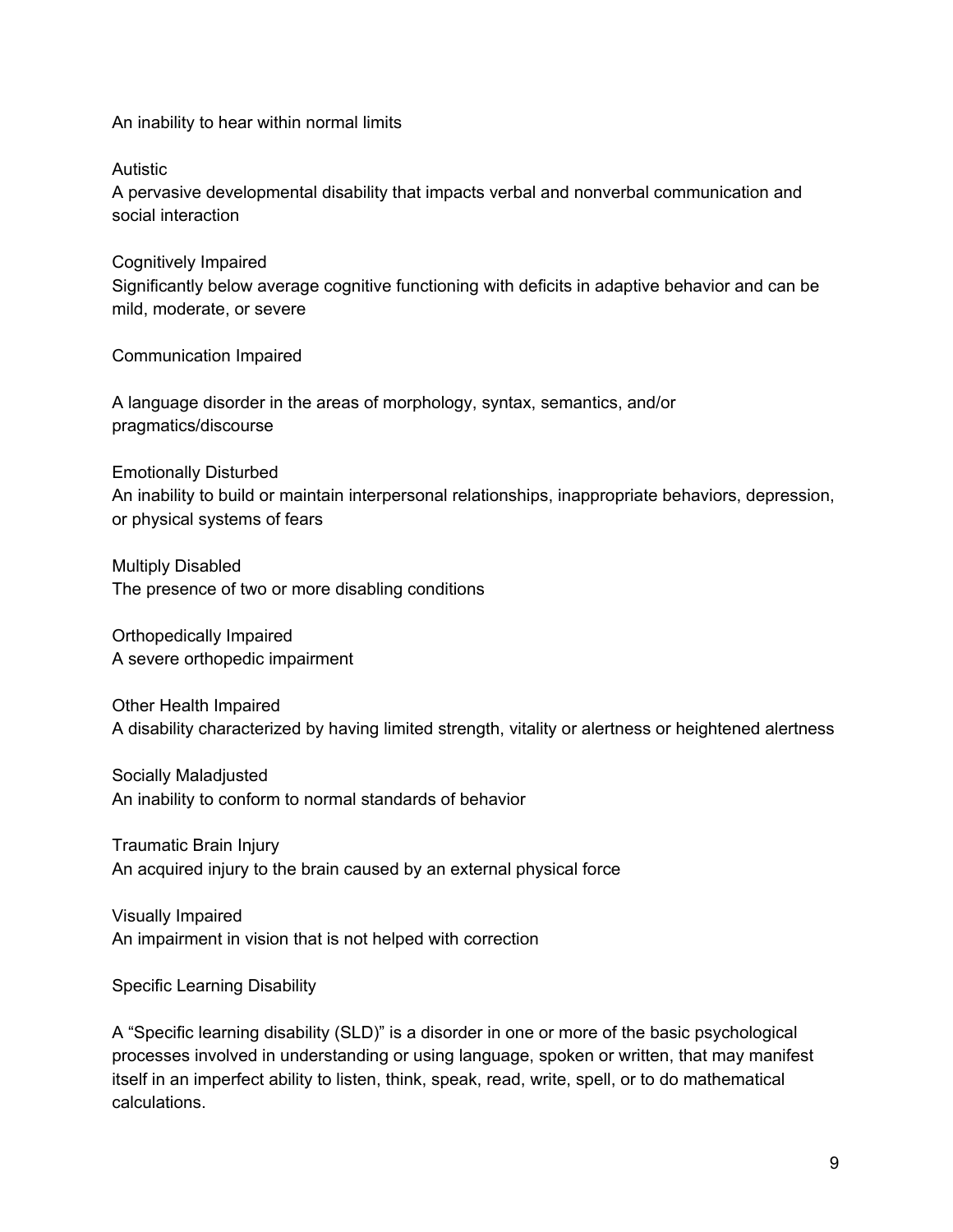An inability to hear within normal limits

Autistic
A pervasive developmental disability that impacts verbal and nonverbal communication and social interaction

Cognitively Impaired
Significantly below average cognitive functioning with deficits in adaptive behavior and can be mild, moderate, or severe

Communication Impaired

A language disorder in the areas of morphology, syntax, semantics, and/or pragmatics/discourse

Emotionally Disturbed
An inability to build or maintain interpersonal relationships, inappropriate behaviors, depression, or physical systems of fears

Multiply Disabled
The presence of two or more disabling conditions

Orthopedically Impaired
A severe orthopedic impairment

Other Health Impaired
A disability characterized by having limited strength, vitality or alertness or heightened alertness

Socially Maladjusted
An inability to conform to normal standards of behavior

Traumatic Brain Injury
An acquired injury to the brain caused by an external physical force

Visually Impaired
An impairment in vision that is not helped with correction

Specific Learning Disability

A "Specific learning disability (SLD)" is a disorder in one or more of the basic psychological processes involved in understanding or using language, spoken or written, that may manifest itself in an imperfect ability to listen, think, speak, read, write, spell, or to do mathematical calculations.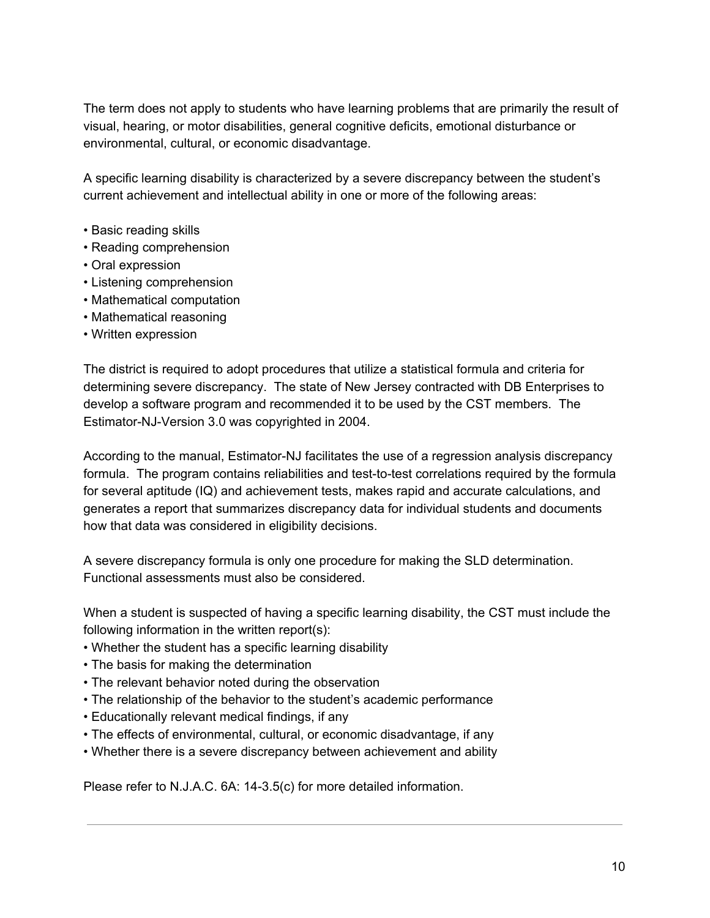The term does not apply to students who have learning problems that are primarily the result of visual, hearing, or motor disabilities, general cognitive deficits, emotional disturbance or environmental, cultural, or economic disadvantage.

A specific learning disability is characterized by a severe discrepancy between the student's current achievement and intellectual ability in one or more of the following areas:

- Basic reading skills
- Reading comprehension
- Oral expression
- Listening comprehension
- Mathematical computation
- Mathematical reasoning
- Written expression

The district is required to adopt procedures that utilize a statistical formula and criteria for determining severe discrepancy. The state of New Jersey contracted with DB Enterprises to develop a software program and recommended it to be used by the CST members. The Estimator-NJ-Version 3.0 was copyrighted in 2004.

According to the manual, Estimator-NJ facilitates the use of a regression analysis discrepancy formula. The program contains reliabilities and test-to-test correlations required by the formula for several aptitude (IQ) and achievement tests, makes rapid and accurate calculations, and generates a report that summarizes discrepancy data for individual students and documents how that data was considered in eligibility decisions.

A severe discrepancy formula is only one procedure for making the SLD determination. Functional assessments must also be considered.

When a student is suspected of having a specific learning disability, the CST must include the following information in the written report(s):

- Whether the student has a specific learning disability
- The basis for making the determination
- The relevant behavior noted during the observation
- The relationship of the behavior to the student's academic performance
- Educationally relevant medical findings, if any
- The effects of environmental, cultural, or economic disadvantage, if any
- Whether there is a severe discrepancy between achievement and ability

Please refer to N.J.A.C. 6A: 14-3.5(c) for more detailed information.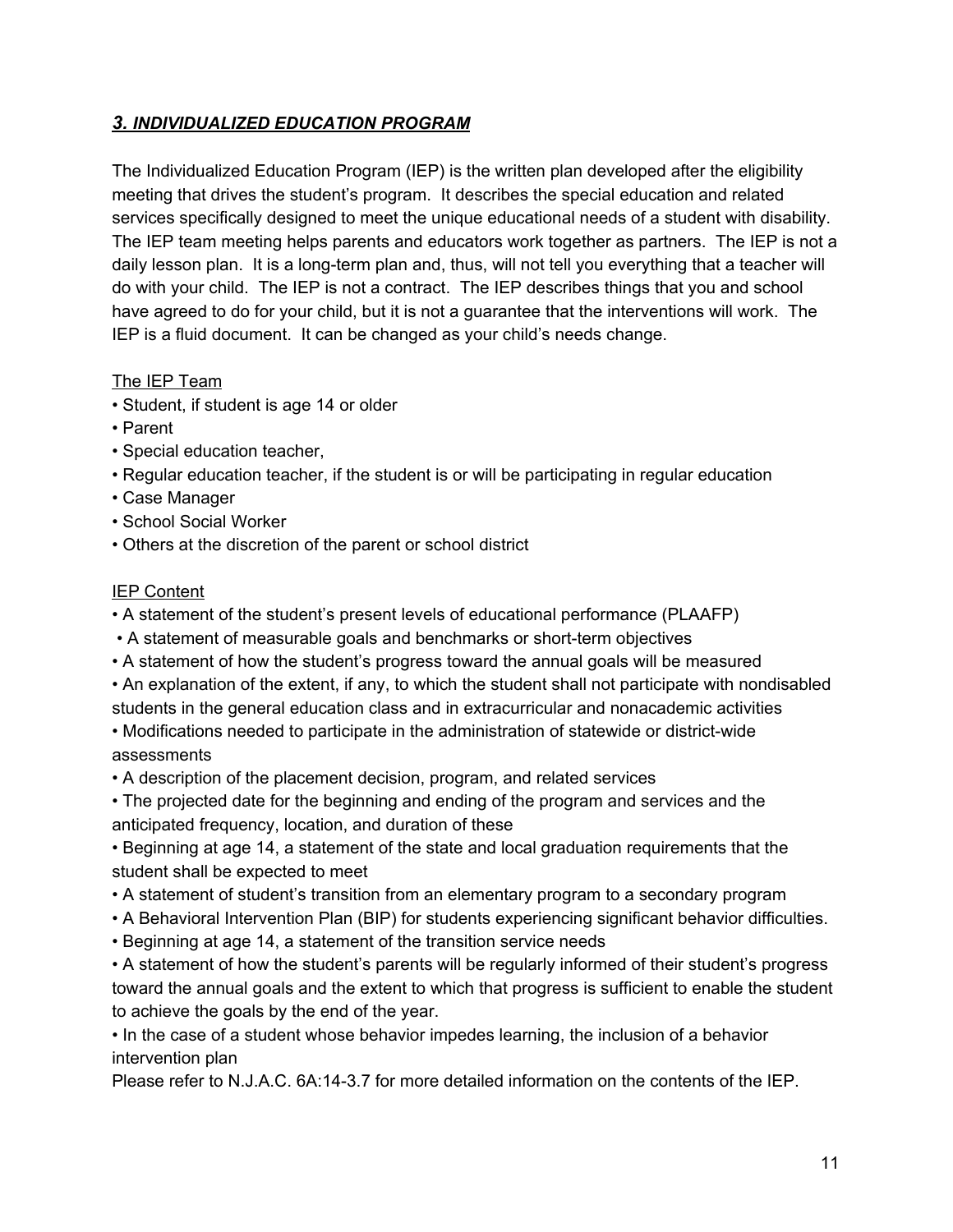## ***3. INDIVIDUALIZED EDUCATION PROGRAM***

The Individualized Education Program (IEP) is the written plan developed after the eligibility meeting that drives the student's program. It describes the special education and related services specifically designed to meet the unique educational needs of a student with disability. The IEP team meeting helps parents and educators work together as partners. The IEP is not a daily lesson plan. It is a long-term plan and, thus, will not tell you everything that a teacher will do with your child. The IEP is not a contract. The IEP describes things that you and school have agreed to do for your child, but it is not a guarantee that the interventions will work. The IEP is a fluid document. It can be changed as your child's needs change.

<u>The IEP Team</u>

- Student, if student is age 14 or older
- Parent
- Special education teacher,
- Regular education teacher, if the student is or will be participating in regular education
- Case Manager
- School Social Worker
- Others at the discretion of the parent or school district

<u>IEP Content</u>

- A statement of the student's present levels of educational performance (PLAAFP)
- A statement of measurable goals and benchmarks or short-term objectives
- A statement of how the student's progress toward the annual goals will be measured
- An explanation of the extent, if any, to which the student shall not participate with nondisabled students in the general education class and in extracurricular and nonacademic activities
- Modifications needed to participate in the administration of statewide or district-wide assessments
- A description of the placement decision, program, and related services
- The projected date for the beginning and ending of the program and services and the anticipated frequency, location, and duration of these
- Beginning at age 14, a statement of the state and local graduation requirements that the student shall be expected to meet
- A statement of student's transition from an elementary program to a secondary program
- A Behavioral Intervention Plan (BIP) for students experiencing significant behavior difficulties.
- Beginning at age 14, a statement of the transition service needs
- A statement of how the student's parents will be regularly informed of their student's progress toward the annual goals and the extent to which that progress is sufficient to enable the student to achieve the goals by the end of the year.
- In the case of a student whose behavior impedes learning, the inclusion of a behavior intervention plan

Please refer to N.J.A.C. 6A:14-3.7 for more detailed information on the contents of the IEP.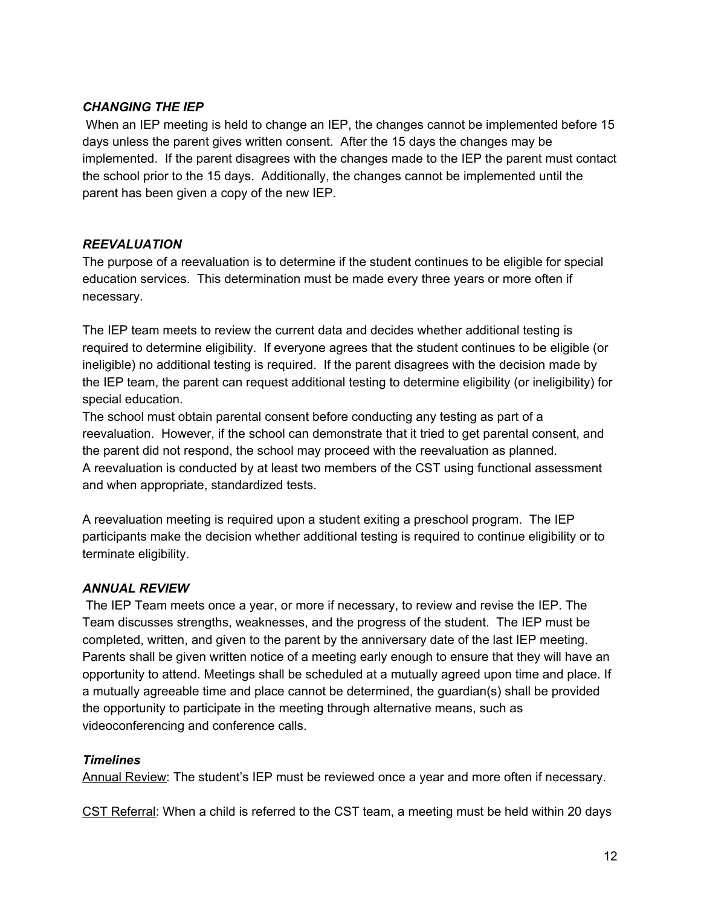### *CHANGING THE IEP*

When an IEP meeting is held to change an IEP, the changes cannot be implemented before 15 days unless the parent gives written consent. After the 15 days the changes may be implemented. If the parent disagrees with the changes made to the IEP the parent must contact the school prior to the 15 days. Additionally, the changes cannot be implemented until the parent has been given a copy of the new IEP.

### *REEVALUATION*

The purpose of a reevaluation is to determine if the student continues to be eligible for special education services. This determination must be made every three years or more often if necessary.

The IEP team meets to review the current data and decides whether additional testing is required to determine eligibility. If everyone agrees that the student continues to be eligible (or ineligible) no additional testing is required. If the parent disagrees with the decision made by the IEP team, the parent can request additional testing to determine eligibility (or ineligibility) for special education.

The school must obtain parental consent before conducting any testing as part of a reevaluation. However, if the school can demonstrate that it tried to get parental consent, and the parent did not respond, the school may proceed with the reevaluation as planned.

A reevaluation is conducted by at least two members of the CST using functional assessment and when appropriate, standardized tests.

A reevaluation meeting is required upon a student exiting a preschool program. The IEP participants make the decision whether additional testing is required to continue eligibility or to terminate eligibility.

### *ANNUAL REVIEW*

The IEP Team meets once a year, or more if necessary, to review and revise the IEP. The Team discusses strengths, weaknesses, and the progress of the student. The IEP must be completed, written, and given to the parent by the anniversary date of the last IEP meeting. Parents shall be given written notice of a meeting early enough to ensure that they will have an opportunity to attend. Meetings shall be scheduled at a mutually agreed upon time and place. If a mutually agreeable time and place cannot be determined, the guardian(s) shall be provided the opportunity to participate in the meeting through alternative means, such as videoconferencing and conference calls.

### *Timelines*

<u>Annual Review</u>: The student's IEP must be reviewed once a year and more often if necessary.

<u>CST Referral</u>: When a child is referred to the CST team, a meeting must be held within 20 days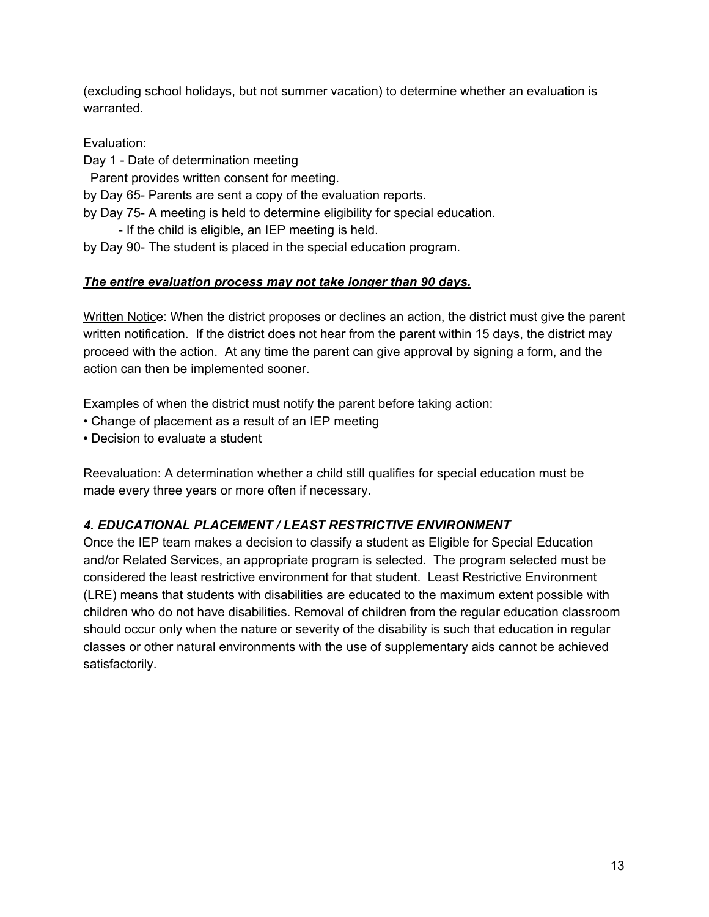(excluding school holidays, but not summer vacation) to determine whether an evaluation is warranted.

Evaluation:

Day 1 - Date of determination meeting
  Parent provides written consent for meeting.
by Day 65- Parents are sent a copy of the evaluation reports.
by Day 75- A meeting is held to determine eligibility for special education.
  - If the child is eligible, an IEP meeting is held.
by Day 90- The student is placed in the special education program.

***The entire evaluation process may not take longer than 90 days.***

Written Notice: When the district proposes or declines an action, the district must give the parent written notification. If the district does not hear from the parent within 15 days, the district may proceed with the action. At any time the parent can give approval by signing a form, and the action can then be implemented sooner.

Examples of when the district must notify the parent before taking action:

- Change of placement as a result of an IEP meeting
- Decision to evaluate a student

Reevaluation: A determination whether a child still qualifies for special education must be made every three years or more often if necessary.

## ***4. EDUCATIONAL PLACEMENT / LEAST RESTRICTIVE ENVIRONMENT***

Once the IEP team makes a decision to classify a student as Eligible for Special Education and/or Related Services, an appropriate program is selected. The program selected must be considered the least restrictive environment for that student. Least Restrictive Environment (LRE) means that students with disabilities are educated to the maximum extent possible with children who do not have disabilities. Removal of children from the regular education classroom should occur only when the nature or severity of the disability is such that education in regular classes or other natural environments with the use of supplementary aids cannot be achieved satisfactorily.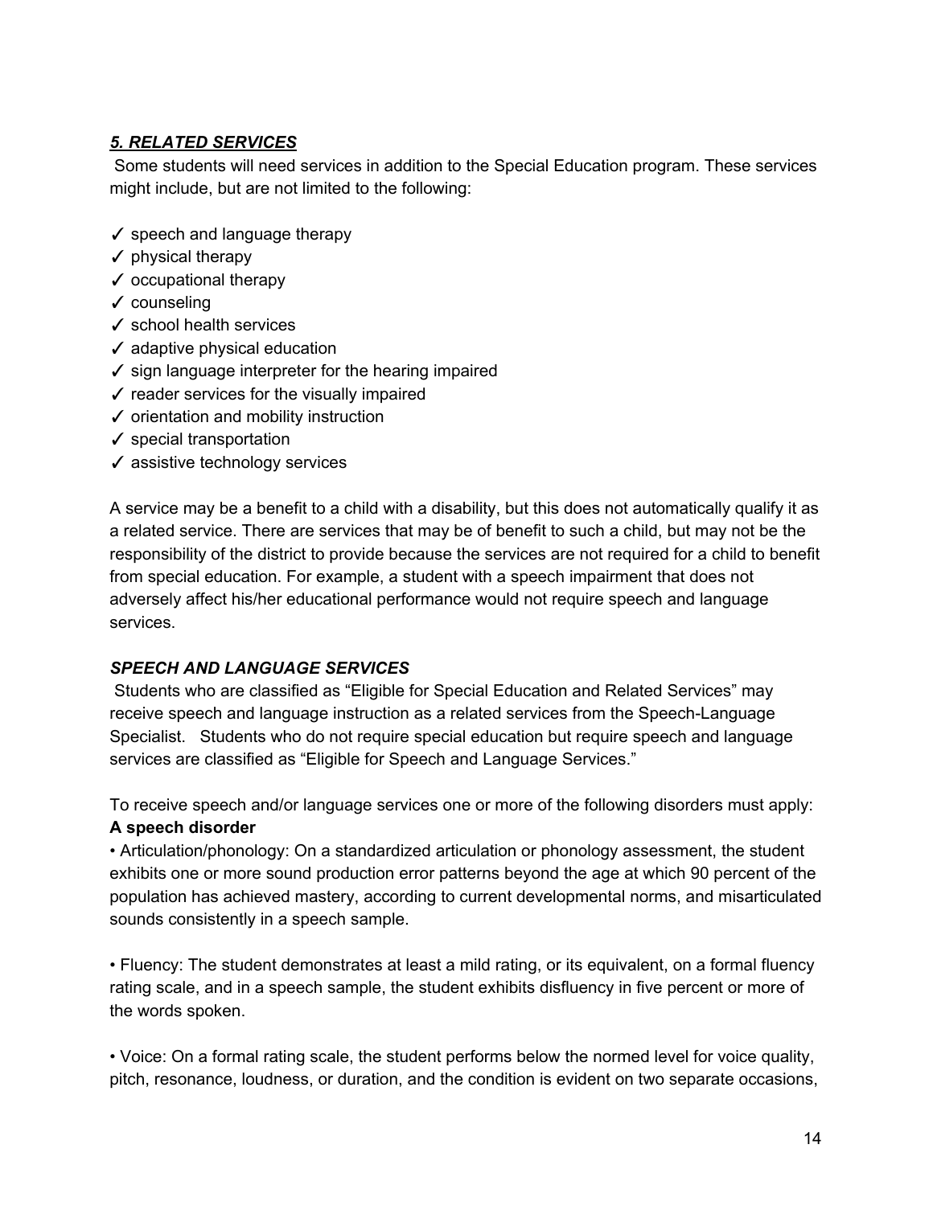### ***5. RELATED SERVICES***

Some students will need services in addition to the Special Education program. These services might include, but are not limited to the following:

✓ speech and language therapy
✓ physical therapy
✓ occupational therapy
✓ counseling
✓ school health services
✓ adaptive physical education
✓ sign language interpreter for the hearing impaired
✓ reader services for the visually impaired
✓ orientation and mobility instruction
✓ special transportation
✓ assistive technology services

A service may be a benefit to a child with a disability, but this does not automatically qualify it as a related service. There are services that may be of benefit to such a child, but may not be the responsibility of the district to provide because the services are not required for a child to benefit from special education. For example, a student with a speech impairment that does not adversely affect his/her educational performance would not require speech and language services.

#### ***SPEECH AND LANGUAGE SERVICES***

Students who are classified as "Eligible for Special Education and Related Services" may receive speech and language instruction as a related services from the Speech-Language Specialist. Students who do not require special education but require speech and language services are classified as "Eligible for Speech and Language Services."

To receive speech and/or language services one or more of the following disorders must apply:

**A speech disorder**

• Articulation/phonology: On a standardized articulation or phonology assessment, the student exhibits one or more sound production error patterns beyond the age at which 90 percent of the population has achieved mastery, according to current developmental norms, and misarticulated sounds consistently in a speech sample.

• Fluency: The student demonstrates at least a mild rating, or its equivalent, on a formal fluency rating scale, and in a speech sample, the student exhibits disfluency in five percent or more of the words spoken.

• Voice: On a formal rating scale, the student performs below the normed level for voice quality, pitch, resonance, loudness, or duration, and the condition is evident on two separate occasions,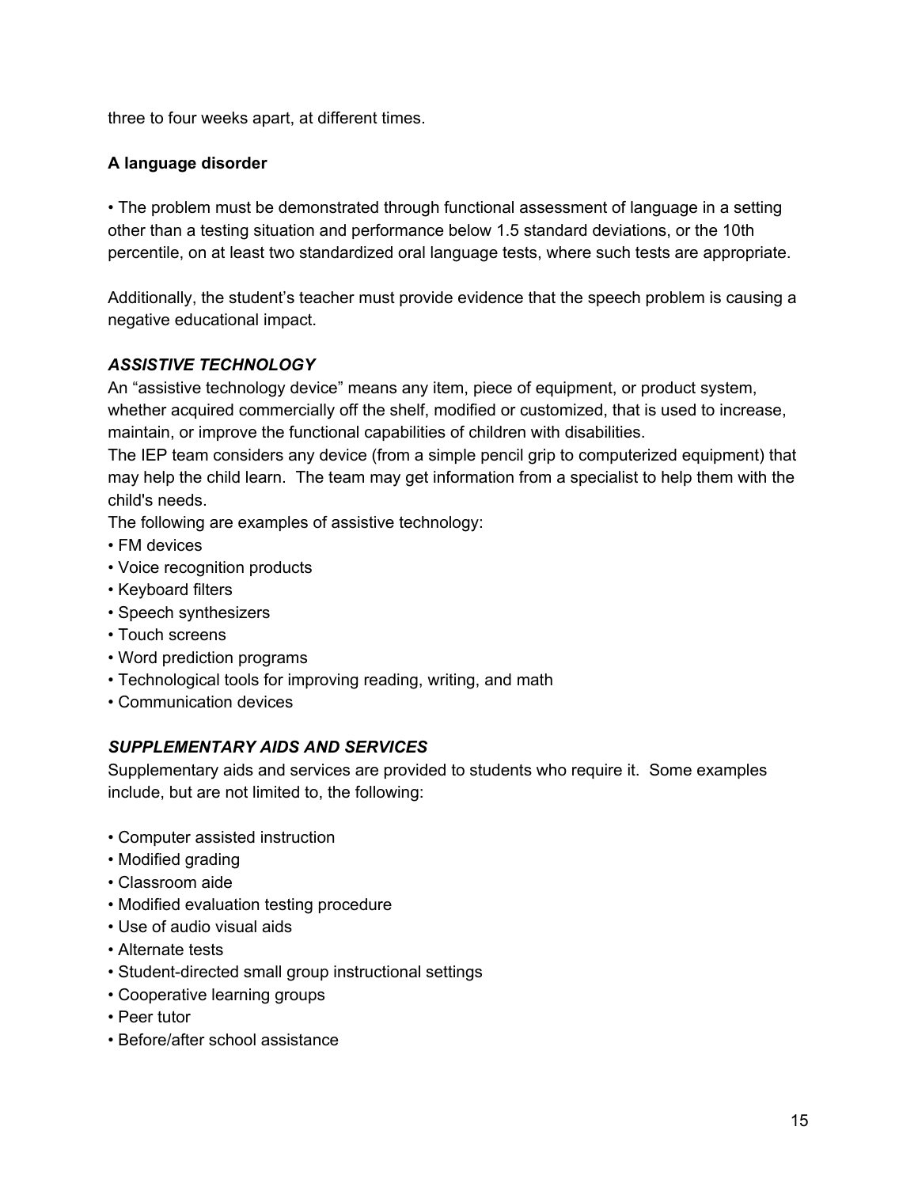three to four weeks apart, at different times.

**A language disorder**

• The problem must be demonstrated through functional assessment of language in a setting other than a testing situation and performance below 1.5 standard deviations, or the 10th percentile, on at least two standardized oral language tests, where such tests are appropriate.

Additionally, the student's teacher must provide evidence that the speech problem is causing a negative educational impact.

### ***ASSISTIVE TECHNOLOGY***

An "assistive technology device" means any item, piece of equipment, or product system, whether acquired commercially off the shelf, modified or customized, that is used to increase, maintain, or improve the functional capabilities of children with disabilities.

The IEP team considers any device (from a simple pencil grip to computerized equipment) that may help the child learn. The team may get information from a specialist to help them with the child's needs.

The following are examples of assistive technology:

- FM devices
- Voice recognition products
- Keyboard filters
- Speech synthesizers
- Touch screens
- Word prediction programs
- Technological tools for improving reading, writing, and math
- Communication devices

### ***SUPPLEMENTARY AIDS AND SERVICES***

Supplementary aids and services are provided to students who require it. Some examples include, but are not limited to, the following:

- Computer assisted instruction
- Modified grading
- Classroom aide
- Modified evaluation testing procedure
- Use of audio visual aids
- Alternate tests
- Student-directed small group instructional settings
- Cooperative learning groups
- Peer tutor
- Before/after school assistance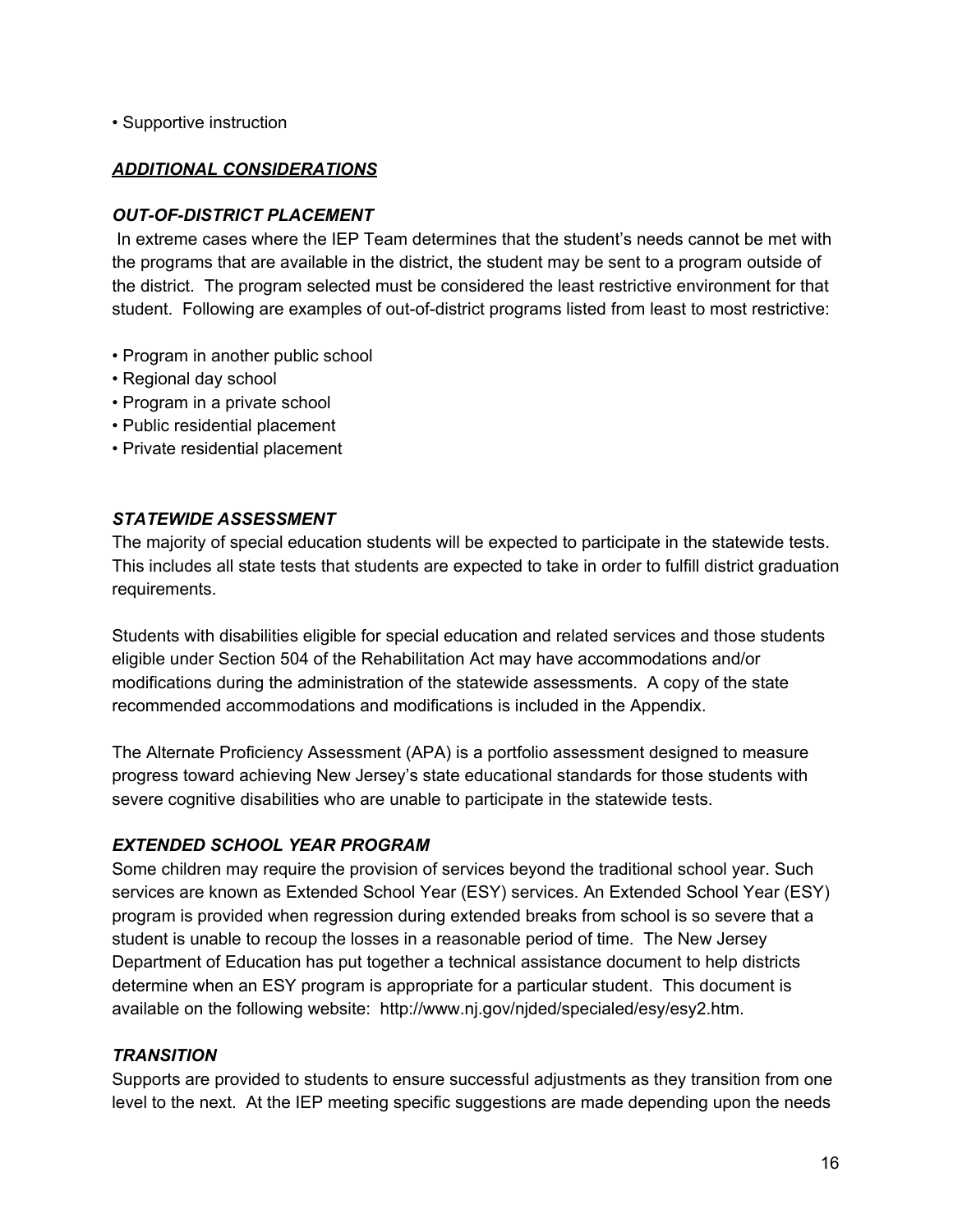- Supportive instruction

## ***ADDITIONAL CONSIDERATIONS***

### ***OUT-OF-DISTRICT PLACEMENT***

In extreme cases where the IEP Team determines that the student's needs cannot be met with the programs that are available in the district, the student may be sent to a program outside of the district. The program selected must be considered the least restrictive environment for that student. Following are examples of out-of-district programs listed from least to most restrictive:

- Program in another public school
- Regional day school
- Program in a private school
- Public residential placement
- Private residential placement

### ***STATEWIDE ASSESSMENT***

The majority of special education students will be expected to participate in the statewide tests. This includes all state tests that students are expected to take in order to fulfill district graduation requirements.

Students with disabilities eligible for special education and related services and those students eligible under Section 504 of the Rehabilitation Act may have accommodations and/or modifications during the administration of the statewide assessments. A copy of the state recommended accommodations and modifications is included in the Appendix.

The Alternate Proficiency Assessment (APA) is a portfolio assessment designed to measure progress toward achieving New Jersey's state educational standards for those students with severe cognitive disabilities who are unable to participate in the statewide tests.

### ***EXTENDED SCHOOL YEAR PROGRAM***

Some children may require the provision of services beyond the traditional school year. Such services are known as Extended School Year (ESY) services. An Extended School Year (ESY) program is provided when regression during extended breaks from school is so severe that a student is unable to recoup the losses in a reasonable period of time. The New Jersey Department of Education has put together a technical assistance document to help districts determine when an ESY program is appropriate for a particular student. This document is available on the following website: http://www.nj.gov/njded/specialed/esy/esy2.htm.

### ***TRANSITION***

Supports are provided to students to ensure successful adjustments as they transition from one level to the next. At the IEP meeting specific suggestions are made depending upon the needs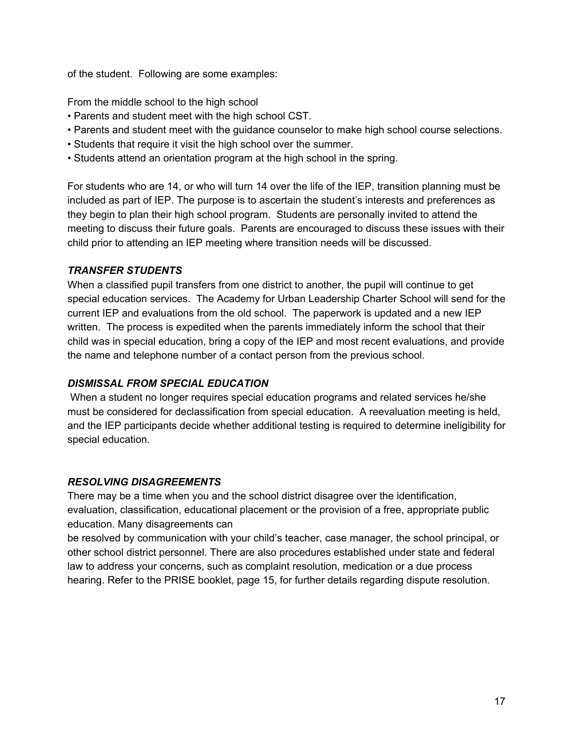of the student. Following are some examples:

From the middle school to the high school

- Parents and student meet with the high school CST.
- Parents and student meet with the guidance counselor to make high school course selections.
- Students that require it visit the high school over the summer.
- Students attend an orientation program at the high school in the spring.

For students who are 14, or who will turn 14 over the life of the IEP, transition planning must be included as part of IEP. The purpose is to ascertain the student's interests and preferences as they begin to plan their high school program. Students are personally invited to attend the meeting to discuss their future goals. Parents are encouraged to discuss these issues with their child prior to attending an IEP meeting where transition needs will be discussed.

### ***TRANSFER STUDENTS***

When a classified pupil transfers from one district to another, the pupil will continue to get special education services. The Academy for Urban Leadership Charter School will send for the current IEP and evaluations from the old school. The paperwork is updated and a new IEP written. The process is expedited when the parents immediately inform the school that their child was in special education, bring a copy of the IEP and most recent evaluations, and provide the name and telephone number of a contact person from the previous school.

### ***DISMISSAL FROM SPECIAL EDUCATION***

When a student no longer requires special education programs and related services he/she must be considered for declassification from special education. A reevaluation meeting is held, and the IEP participants decide whether additional testing is required to determine ineligibility for special education.

### ***RESOLVING DISAGREEMENTS***

There may be a time when you and the school district disagree over the identification, evaluation, classification, educational placement or the provision of a free, appropriate public education. Many disagreements can be resolved by communication with your child's teacher, case manager, the school principal, or other school district personnel. There are also procedures established under state and federal law to address your concerns, such as complaint resolution, medication or a due process hearing. Refer to the PRISE booklet, page 15, for further details regarding dispute resolution.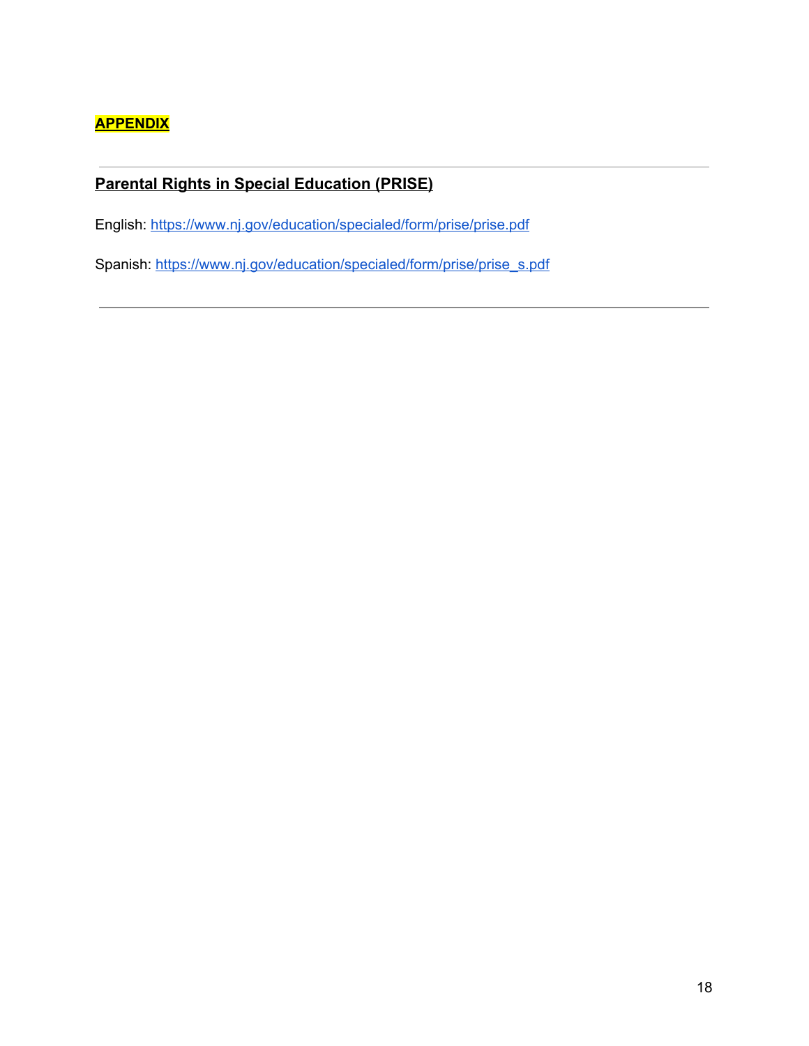# APPENDIX

---

## Parental Rights in Special Education (PRISE)

English: https://www.nj.gov/education/specialed/form/prise/prise.pdf

Spanish: https://www.nj.gov/education/specialed/form/prise/prise_s.pdf

---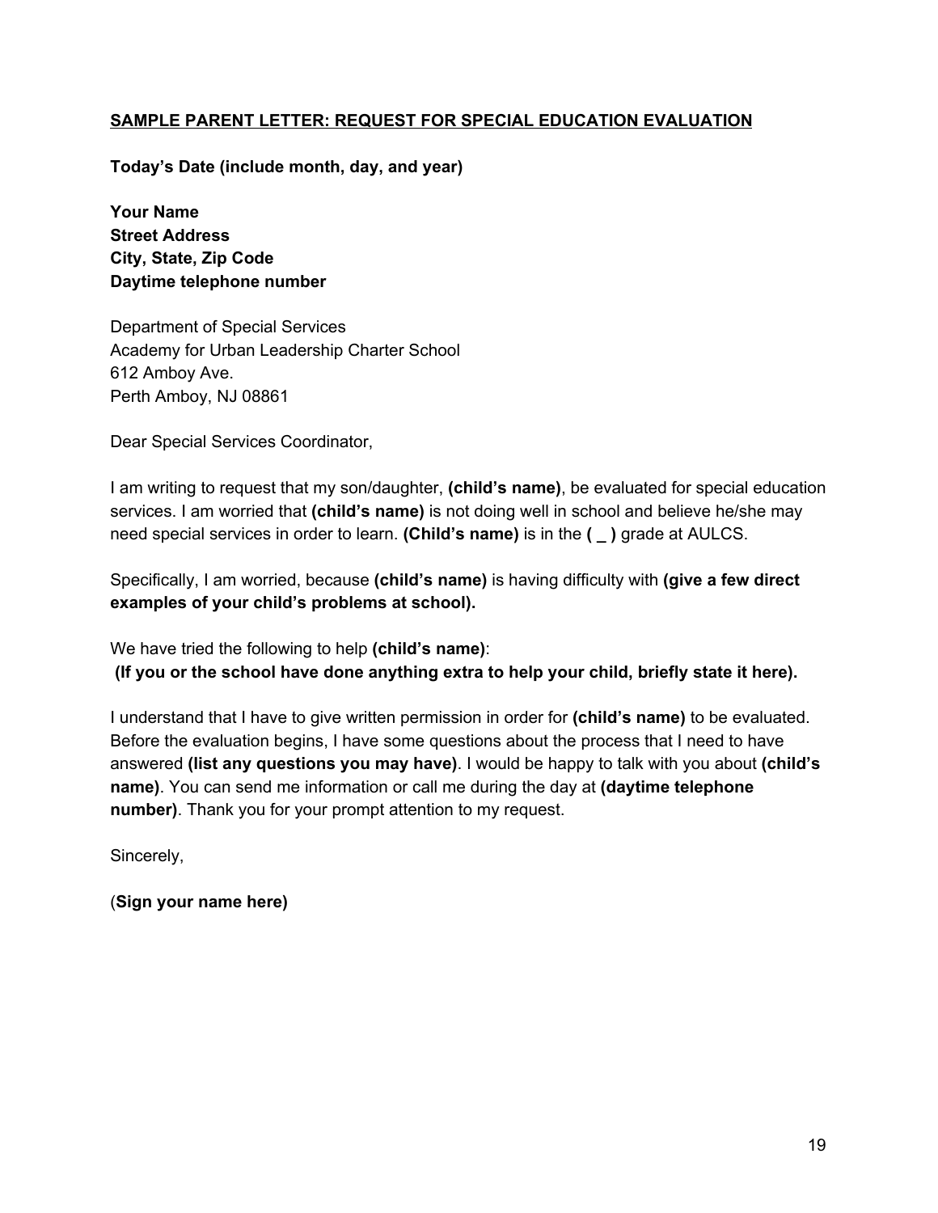**<u>SAMPLE PARENT LETTER: REQUEST FOR SPECIAL EDUCATION EVALUATION</u>**

**Today's Date (include month, day, and year)**

**Your Name**
**Street Address**
**City, State, Zip Code**
**Daytime telephone number**

Department of Special Services
Academy for Urban Leadership Charter School
612 Amboy Ave.
Perth Amboy, NJ 08861

Dear Special Services Coordinator,

I am writing to request that my son/daughter, **(child's name)**, be evaluated for special education services. I am worried that **(child's name)** is not doing well in school and believe he/she may need special services in order to learn. **(Child's name)** is in the **( _ )** grade at AULCS.

Specifically, I am worried, because **(child's name)** is having difficulty with **(give a few direct examples of your child's problems at school).**

We have tried the following to help **(child's name)**:
**(If you or the school have done anything extra to help your child, briefly state it here).**

I understand that I have to give written permission in order for **(child's name)** to be evaluated. Before the evaluation begins, I have some questions about the process that I need to have answered **(list any questions you may have)**. I would be happy to talk with you about **(child's name)**. You can send me information or call me during the day at **(daytime telephone number)**. Thank you for your prompt attention to my request.

Sincerely,

(**Sign your name here)**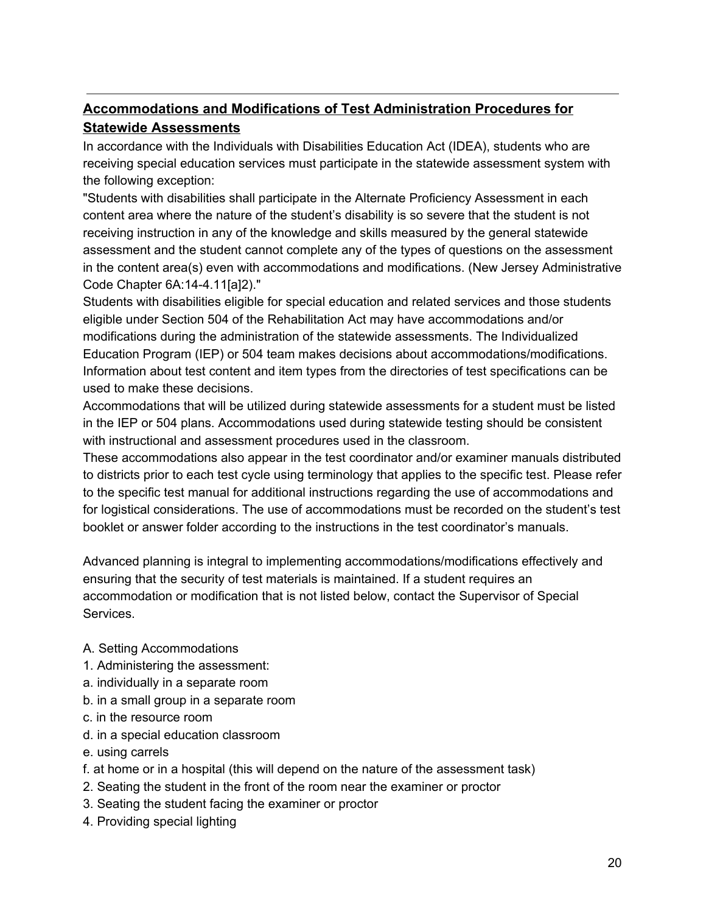## Accommodations and Modifications of Test Administration Procedures for Statewide Assessments

In accordance with the Individuals with Disabilities Education Act (IDEA), students who are receiving special education services must participate in the statewide assessment system with the following exception:

"Students with disabilities shall participate in the Alternate Proficiency Assessment in each content area where the nature of the student's disability is so severe that the student is not receiving instruction in any of the knowledge and skills measured by the general statewide assessment and the student cannot complete any of the types of questions on the assessment in the content area(s) even with accommodations and modifications. (New Jersey Administrative Code Chapter 6A:14-4.11[a]2)."

Students with disabilities eligible for special education and related services and those students eligible under Section 504 of the Rehabilitation Act may have accommodations and/or modifications during the administration of the statewide assessments. The Individualized Education Program (IEP) or 504 team makes decisions about accommodations/modifications. Information about test content and item types from the directories of test specifications can be used to make these decisions.

Accommodations that will be utilized during statewide assessments for a student must be listed in the IEP or 504 plans. Accommodations used during statewide testing should be consistent with instructional and assessment procedures used in the classroom.

These accommodations also appear in the test coordinator and/or examiner manuals distributed to districts prior to each test cycle using terminology that applies to the specific test. Please refer to the specific test manual for additional instructions regarding the use of accommodations and for logistical considerations. The use of accommodations must be recorded on the student's test booklet or answer folder according to the instructions in the test coordinator's manuals.

Advanced planning is integral to implementing accommodations/modifications effectively and ensuring that the security of test materials is maintained. If a student requires an accommodation or modification that is not listed below, contact the Supervisor of Special Services.

A. Setting Accommodations

1. Administering the assessment:
   a. individually in a separate room
   b. in a small group in a separate room
   c. in the resource room
   d. in a special education classroom
   e. using carrels
   f. at home or in a hospital (this will depend on the nature of the assessment task)
2. Seating the student in the front of the room near the examiner or proctor
3. Seating the student facing the examiner or proctor
4. Providing special lighting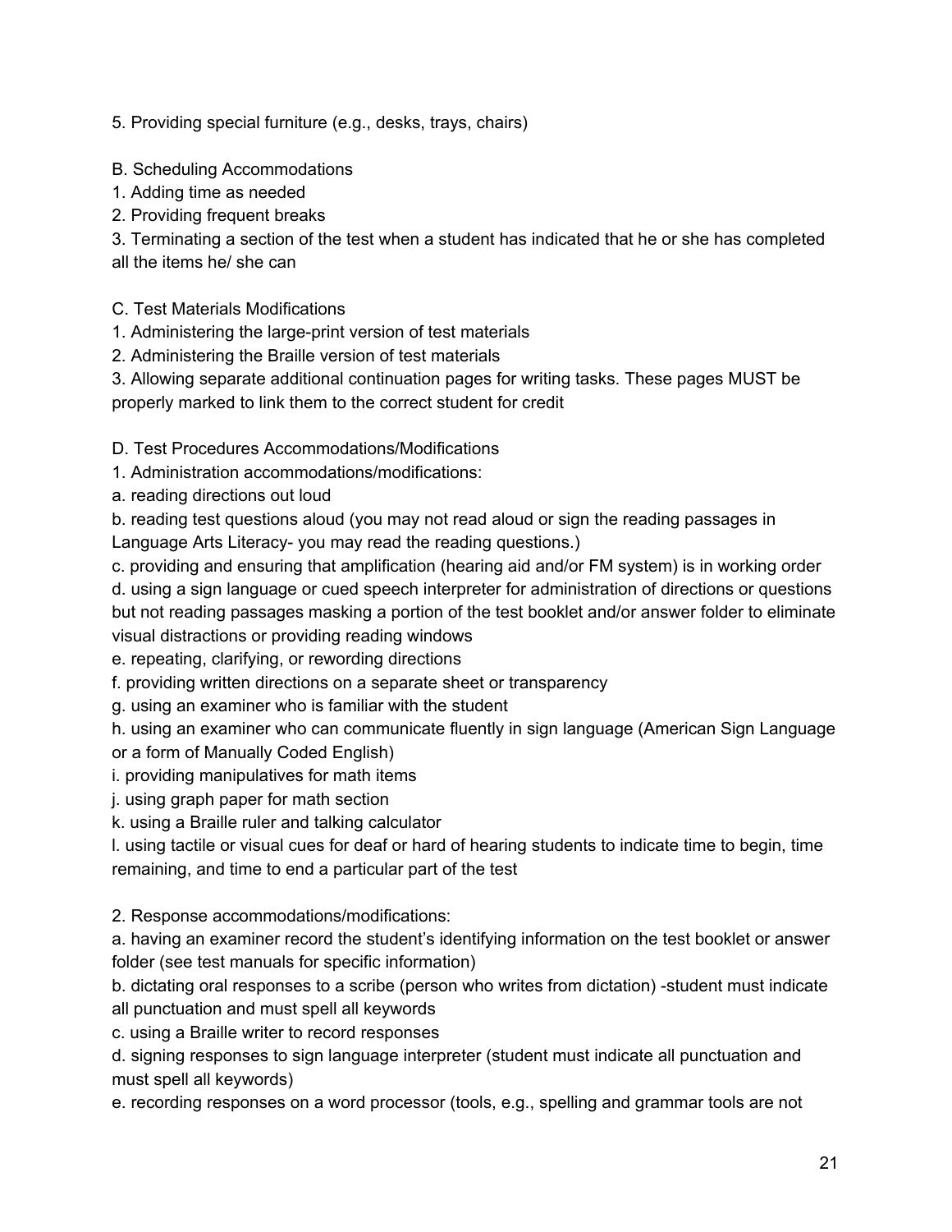5. Providing special furniture (e.g., desks, trays, chairs)

B. Scheduling Accommodations
1. Adding time as needed
2. Providing frequent breaks
3. Terminating a section of the test when a student has indicated that he or she has completed all the items he/ she can

C. Test Materials Modifications
1. Administering the large-print version of test materials
2. Administering the Braille version of test materials
3. Allowing separate additional continuation pages for writing tasks. These pages MUST be properly marked to link them to the correct student for credit

D. Test Procedures Accommodations/Modifications
1. Administration accommodations/modifications:
a. reading directions out loud
b. reading test questions aloud (you may not read aloud or sign the reading passages in Language Arts Literacy- you may read the reading questions.)
c. providing and ensuring that amplification (hearing aid and/or FM system) is in working order
d. using a sign language or cued speech interpreter for administration of directions or questions but not reading passages masking a portion of the test booklet and/or answer folder to eliminate visual distractions or providing reading windows
e. repeating, clarifying, or rewording directions
f. providing written directions on a separate sheet or transparency
g. using an examiner who is familiar with the student
h. using an examiner who can communicate fluently in sign language (American Sign Language or a form of Manually Coded English)
i. providing manipulatives for math items
j. using graph paper for math section
k. using a Braille ruler and talking calculator
l. using tactile or visual cues for deaf or hard of hearing students to indicate time to begin, time remaining, and time to end a particular part of the test

2. Response accommodations/modifications:
a. having an examiner record the student's identifying information on the test booklet or answer folder (see test manuals for specific information)
b. dictating oral responses to a scribe (person who writes from dictation) -student must indicate all punctuation and must spell all keywords
c. using a Braille writer to record responses
d. signing responses to sign language interpreter (student must indicate all punctuation and must spell all keywords)
e. recording responses on a word processor (tools, e.g., spelling and grammar tools are not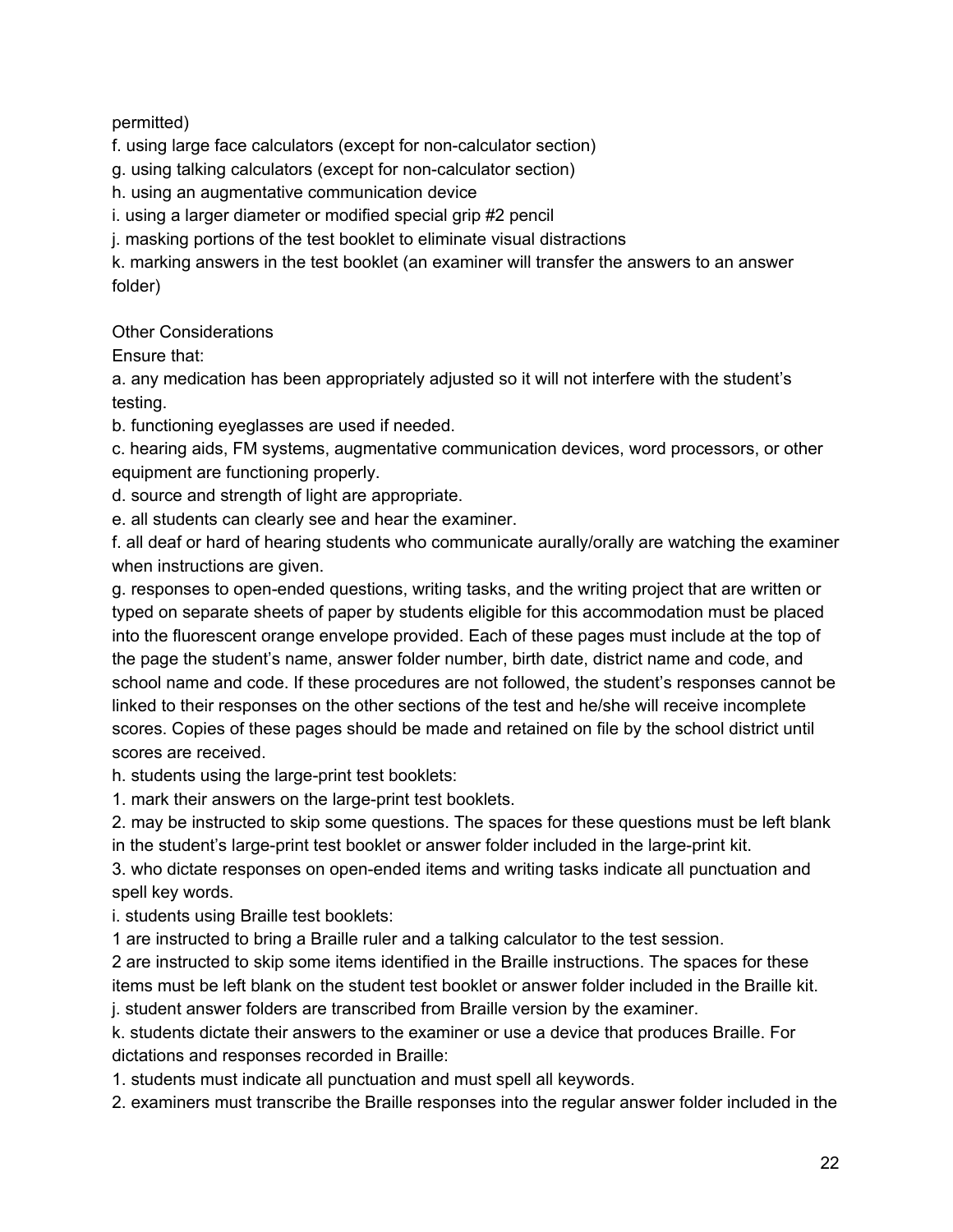permitted)

f. using large face calculators (except for non-calculator section)

g. using talking calculators (except for non-calculator section)

h. using an augmentative communication device

i. using a larger diameter or modified special grip #2 pencil

j. masking portions of the test booklet to eliminate visual distractions

k. marking answers in the test booklet (an examiner will transfer the answers to an answer folder)

Other Considerations

Ensure that:

a. any medication has been appropriately adjusted so it will not interfere with the student's testing.

b. functioning eyeglasses are used if needed.

c. hearing aids, FM systems, augmentative communication devices, word processors, or other equipment are functioning properly.

d. source and strength of light are appropriate.

e. all students can clearly see and hear the examiner.

f. all deaf or hard of hearing students who communicate aurally/orally are watching the examiner when instructions are given.

g. responses to open-ended questions, writing tasks, and the writing project that are written or typed on separate sheets of paper by students eligible for this accommodation must be placed into the fluorescent orange envelope provided. Each of these pages must include at the top of the page the student's name, answer folder number, birth date, district name and code, and school name and code. If these procedures are not followed, the student's responses cannot be linked to their responses on the other sections of the test and he/she will receive incomplete scores. Copies of these pages should be made and retained on file by the school district until scores are received.

h. students using the large-print test booklets:

1. mark their answers on the large-print test booklets.
2. may be instructed to skip some questions. The spaces for these questions must be left blank in the student's large-print test booklet or answer folder included in the large-print kit.
3. who dictate responses on open-ended items and writing tasks indicate all punctuation and spell key words.

i. students using Braille test booklets:

1 are instructed to bring a Braille ruler and a talking calculator to the test session.

2 are instructed to skip some items identified in the Braille instructions. The spaces for these items must be left blank on the student test booklet or answer folder included in the Braille kit.

j. student answer folders are transcribed from Braille version by the examiner.

k. students dictate their answers to the examiner or use a device that produces Braille. For dictations and responses recorded in Braille:

1. students must indicate all punctuation and must spell all keywords.
2. examiners must transcribe the Braille responses into the regular answer folder included in the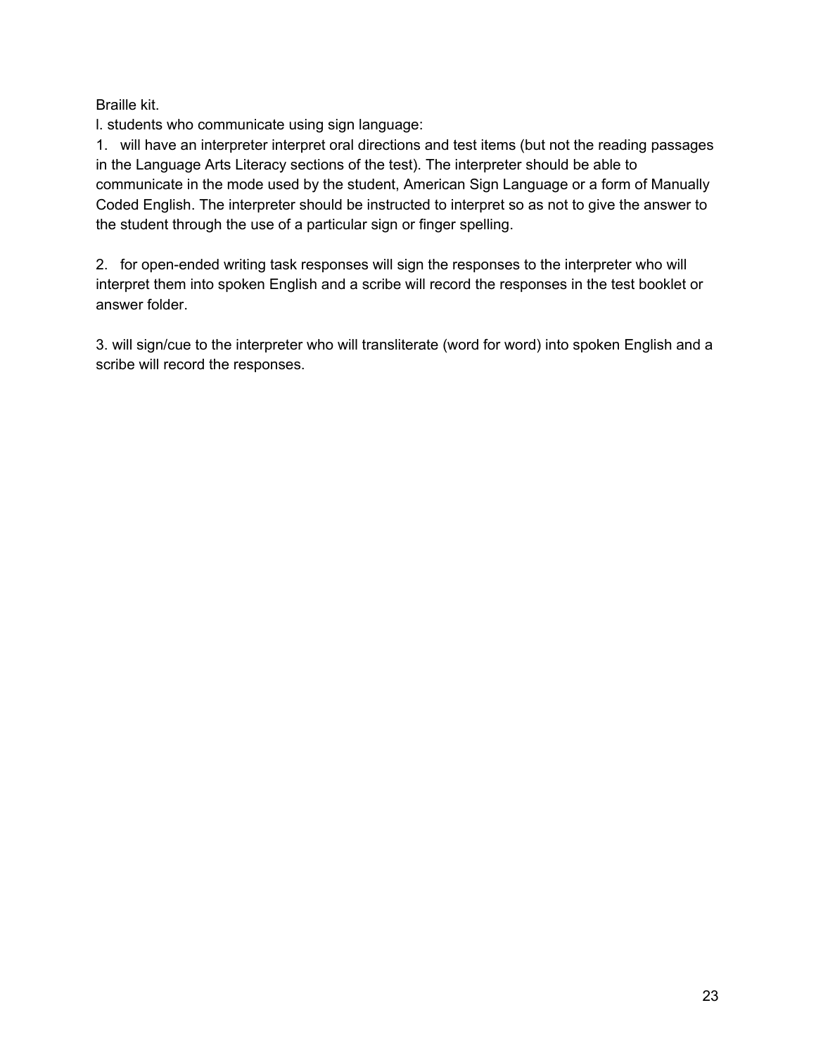Braille kit.

l. students who communicate using sign language:

1. will have an interpreter interpret oral directions and test items (but not the reading passages in the Language Arts Literacy sections of the test). The interpreter should be able to communicate in the mode used by the student, American Sign Language or a form of Manually Coded English. The interpreter should be instructed to interpret so as not to give the answer to the student through the use of a particular sign or finger spelling.

2. for open-ended writing task responses will sign the responses to the interpreter who will interpret them into spoken English and a scribe will record the responses in the test booklet or answer folder.

3. will sign/cue to the interpreter who will transliterate (word for word) into spoken English and a scribe will record the responses.